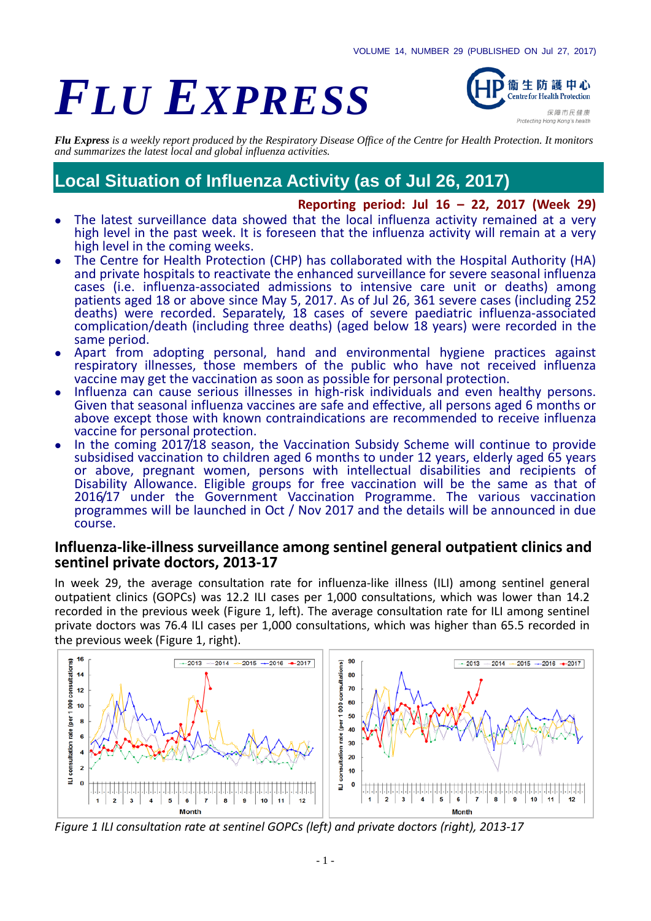# *Flu Express*

***Flu Express** is a weekly report produced by the Respiratory Disease Office of the Centre for Health Protection. It monitors and summarizes the latest local and global influenza activities.*

## Local Situation of Influenza Activity (as of Jul 26, 2017)

**Reporting period: Jul 16 – 22, 2017 (Week 29)**

- The latest surveillance data showed that the local influenza activity remained at a very high level in the past week. It is foreseen that the influenza activity will remain at a very high level in the coming weeks.
- The Centre for Health Protection (CHP) has collaborated with the Hospital Authority (HA) and private hospitals to reactivate the enhanced surveillance for severe seasonal influenza cases (i.e. influenza-associated admissions to intensive care unit or deaths) among patients aged 18 or above since May 5, 2017. As of Jul 26, 361 severe cases (including 252 deaths) were recorded. Separately, 18 cases of severe paediatric influenza-associated complication/death (including three deaths) (aged below 18 years) were recorded in the same period.
- Apart from adopting personal, hand and environmental hygiene practices against respiratory illnesses, those members of the public who have not received influenza vaccine may get the vaccination as soon as possible for personal protection.
- Influenza can cause serious illnesses in high-risk individuals and even healthy persons. Given that seasonal influenza vaccines are safe and effective, all persons aged 6 months or above except those with known contraindications are recommended to receive influenza vaccine for personal protection.
- In the coming 2017/18 season, the Vaccination Subsidy Scheme will continue to provide subsidised vaccination to children aged 6 months to under 12 years, elderly aged 65 years or above, pregnant women, persons with intellectual disabilities and recipients of Disability Allowance. Eligible groups for free vaccination will be the same as that of 2016/17 under the Government Vaccination Programme. The various vaccination programmes will be launched in Oct / Nov 2017 and the details will be announced in due course.

### Influenza-like-illness surveillance among sentinel general outpatient clinics and sentinel private doctors, 2013-17

In week 29, the average consultation rate for influenza-like illness (ILI) among sentinel general outpatient clinics (GOPCs) was 12.2 ILI cases per 1,000 consultations, which was lower than 14.2 recorded in the previous week (Figure 1, left). The average consultation rate for ILI among sentinel private doctors was 76.4 ILI cases per 1,000 consultations, which was higher than 65.5 recorded in the previous week (Figure 1, right).

*Figure 1 ILI consultation rate at sentinel GOPCs (left) and private doctors (right), 2013-17*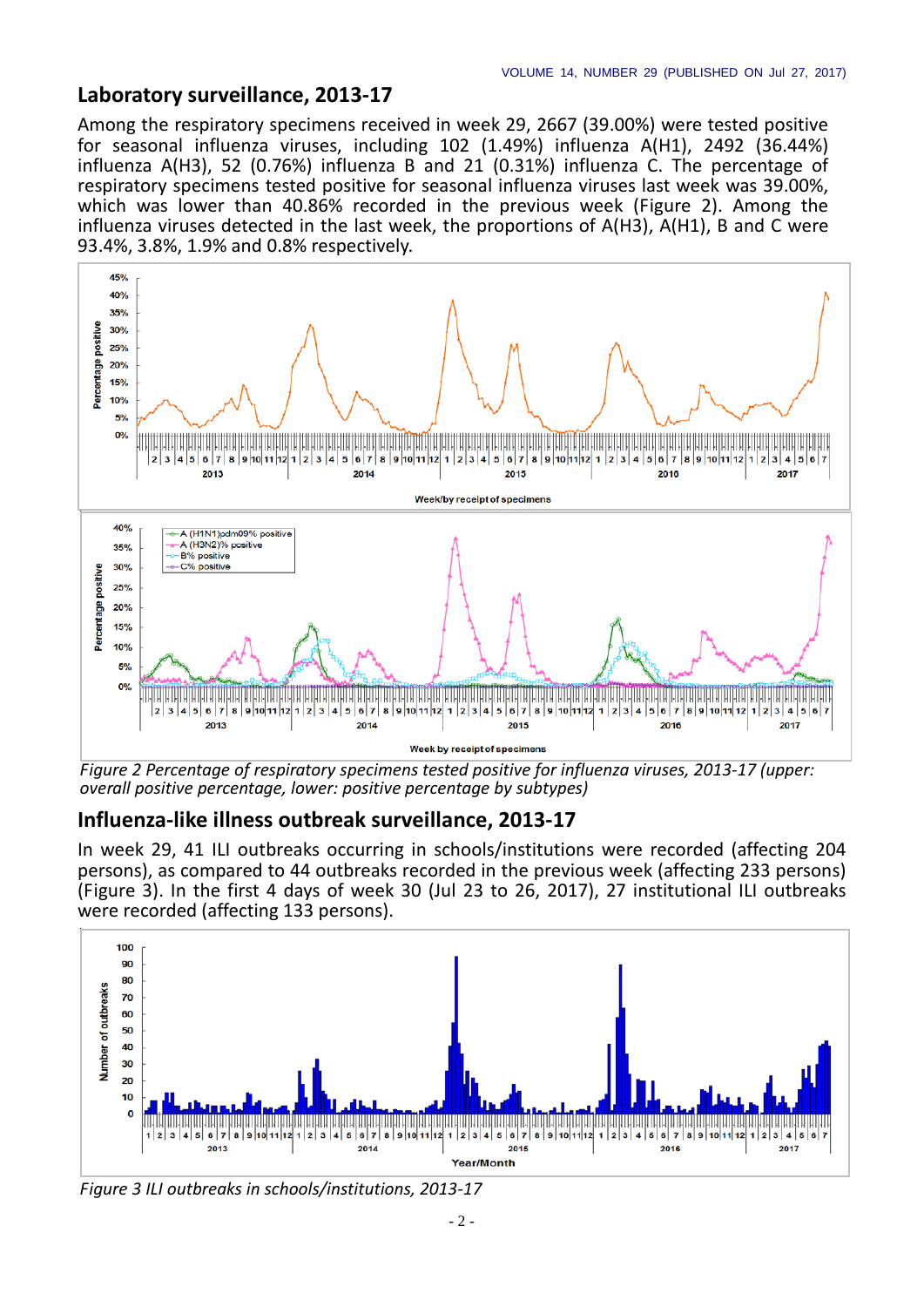## Laboratory surveillance, 2013-17

Among the respiratory specimens received in week 29, 2667 (39.00%) were tested positive for seasonal influenza viruses, including 102 (1.49%) influenza A(H1), 2492 (36.44%) influenza A(H3), 52 (0.76%) influenza B and 21 (0.31%) influenza C. The percentage of respiratory specimens tested positive for seasonal influenza viruses last week was 39.00%, which was lower than 40.86% recorded in the previous week (Figure 2). Among the influenza viruses detected in the last week, the proportions of A(H3), A(H1), B and C were 93.4%, 3.8%, 1.9% and 0.8% respectively.

*Figure 2 Percentage of respiratory specimens tested positive for influenza viruses, 2013-17 (upper: overall positive percentage, lower: positive percentage by subtypes)*

## Influenza-like illness outbreak surveillance, 2013-17

In week 29, 41 ILI outbreaks occurring in schools/institutions were recorded (affecting 204 persons), as compared to 44 outbreaks recorded in the previous week (affecting 233 persons) (Figure 3). In the first 4 days of week 30 (Jul 23 to 26, 2017), 27 institutional ILI outbreaks were recorded (affecting 133 persons).

*Figure 3 ILI outbreaks in schools/institutions, 2013-17*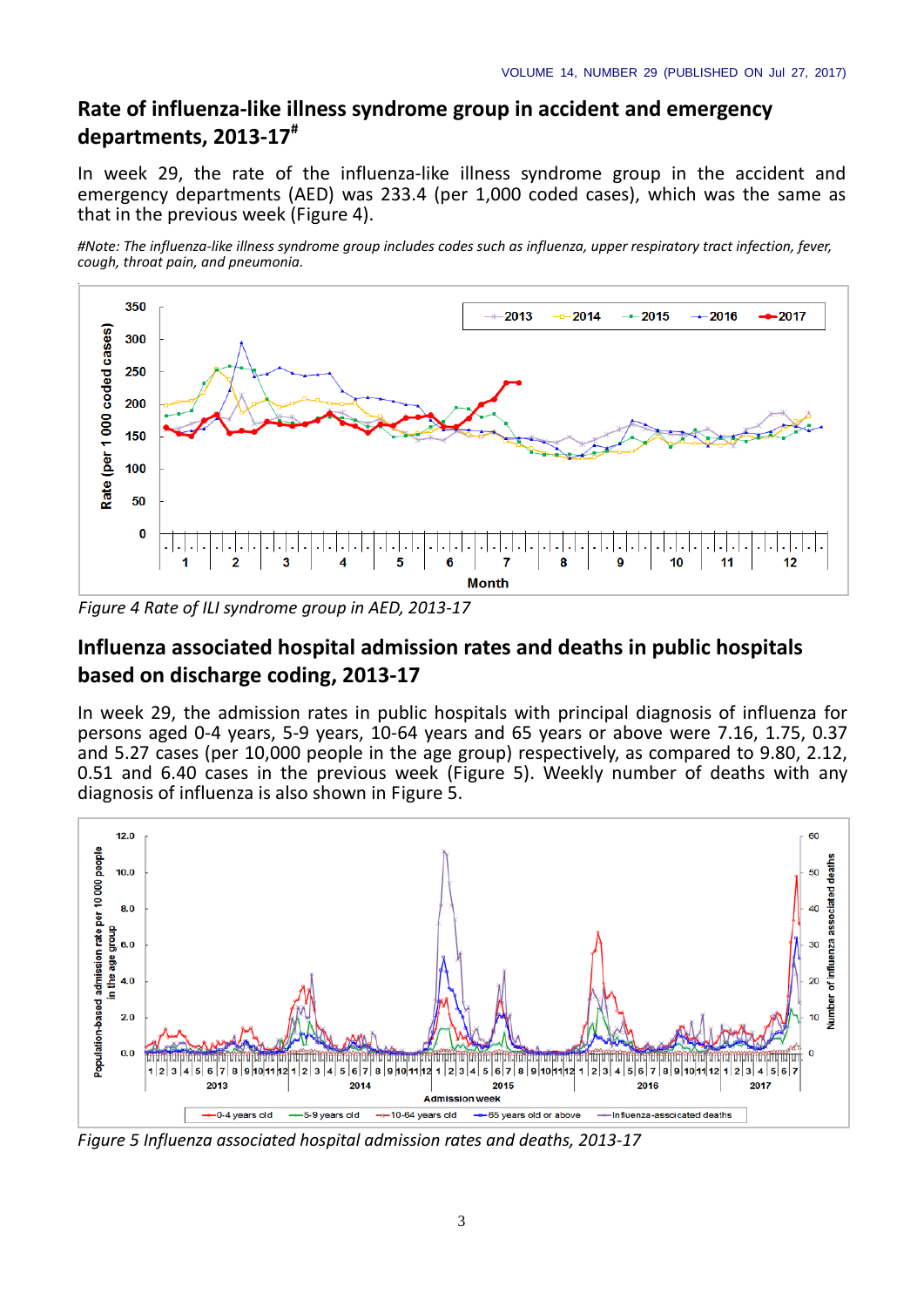## Rate of influenza-like illness syndrome group in accident and emergency departments, 2013-17[#]

In week 29, the rate of the influenza-like illness syndrome group in the accident and emergency departments (AED) was 233.4 (per 1,000 coded cases), which was the same as that in the previous week (Figure 4).

*#Note: The influenza-like illness syndrome group includes codes such as influenza, upper respiratory tract infection, fever, cough, throat pain, and pneumonia.*

*Figure 4 Rate of ILI syndrome group in AED, 2013-17*

## Influenza associated hospital admission rates and deaths in public hospitals based on discharge coding, 2013-17

In week 29, the admission rates in public hospitals with principal diagnosis of influenza for persons aged 0-4 years, 5-9 years, 10-64 years and 65 years or above were 7.16, 1.75, 0.37 and 5.27 cases (per 10,000 people in the age group) respectively, as compared to 9.80, 2.12, 0.51 and 6.40 cases in the previous week (Figure 5). Weekly number of deaths with any diagnosis of influenza is also shown in Figure 5.

*Figure 5 Influenza associated hospital admission rates and deaths, 2013-17*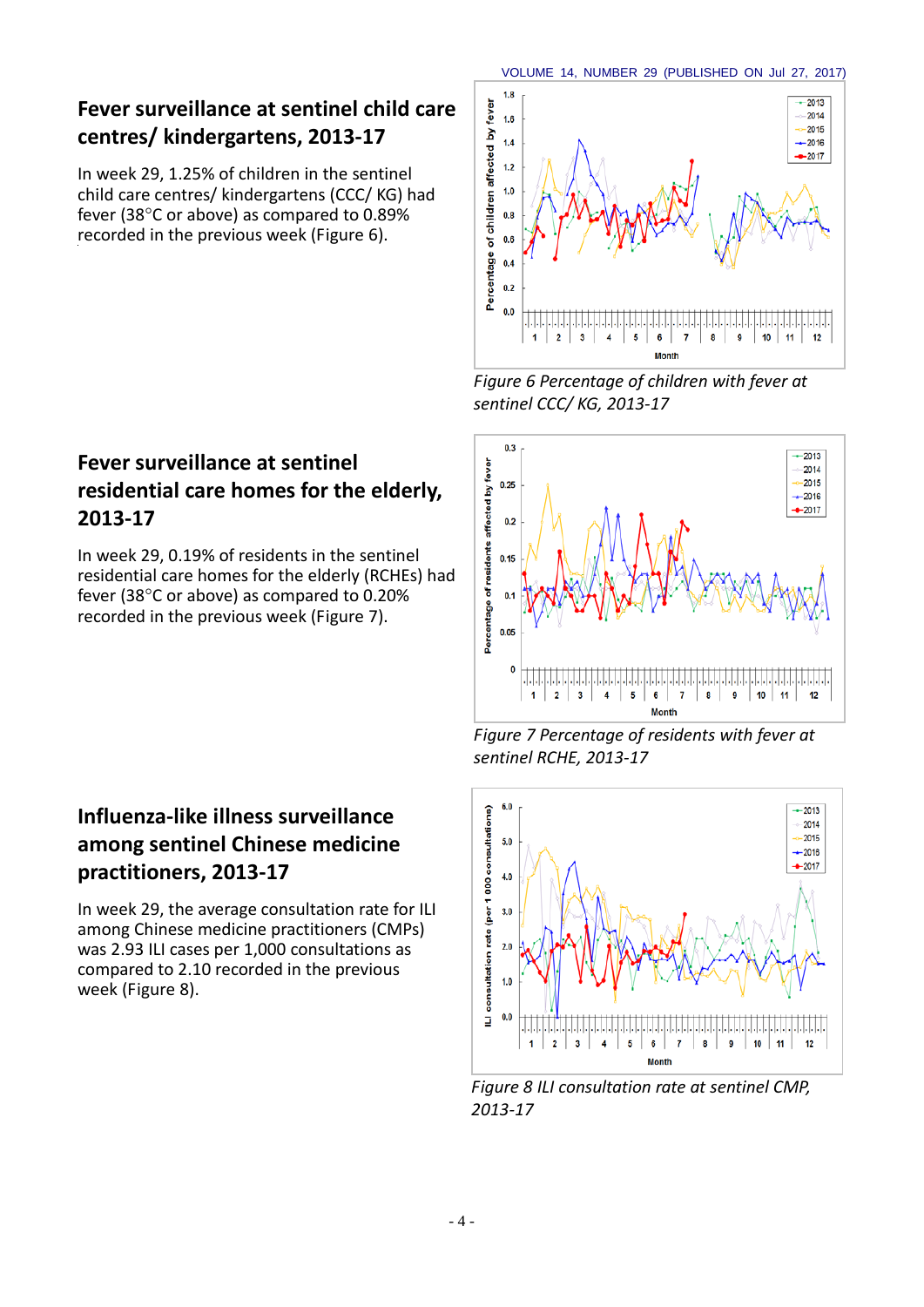## Fever surveillance at sentinel child care centres/ kindergartens, 2013-17

In week 29, 1.25% of children in the sentinel child care centres/ kindergartens (CCC/ KG) had fever (38°C or above) as compared to 0.89% recorded in the previous week (Figure 6).

*Figure 6 Percentage of children with fever at sentinel CCC/ KG, 2013-17*

## Fever surveillance at sentinel residential care homes for the elderly, 2013-17

In week 29, 0.19% of residents in the sentinel residential care homes for the elderly (RCHEs) had fever (38°C or above) as compared to 0.20% recorded in the previous week (Figure 7).

*Figure 7 Percentage of residents with fever at sentinel RCHE, 2013-17*

## Influenza-like illness surveillance among sentinel Chinese medicine practitioners, 2013-17

In week 29, the average consultation rate for ILI among Chinese medicine practitioners (CMPs) was 2.93 ILI cases per 1,000 consultations as compared to 2.10 recorded in the previous week (Figure 8).

*Figure 8 ILI consultation rate at sentinel CMP, 2013-17*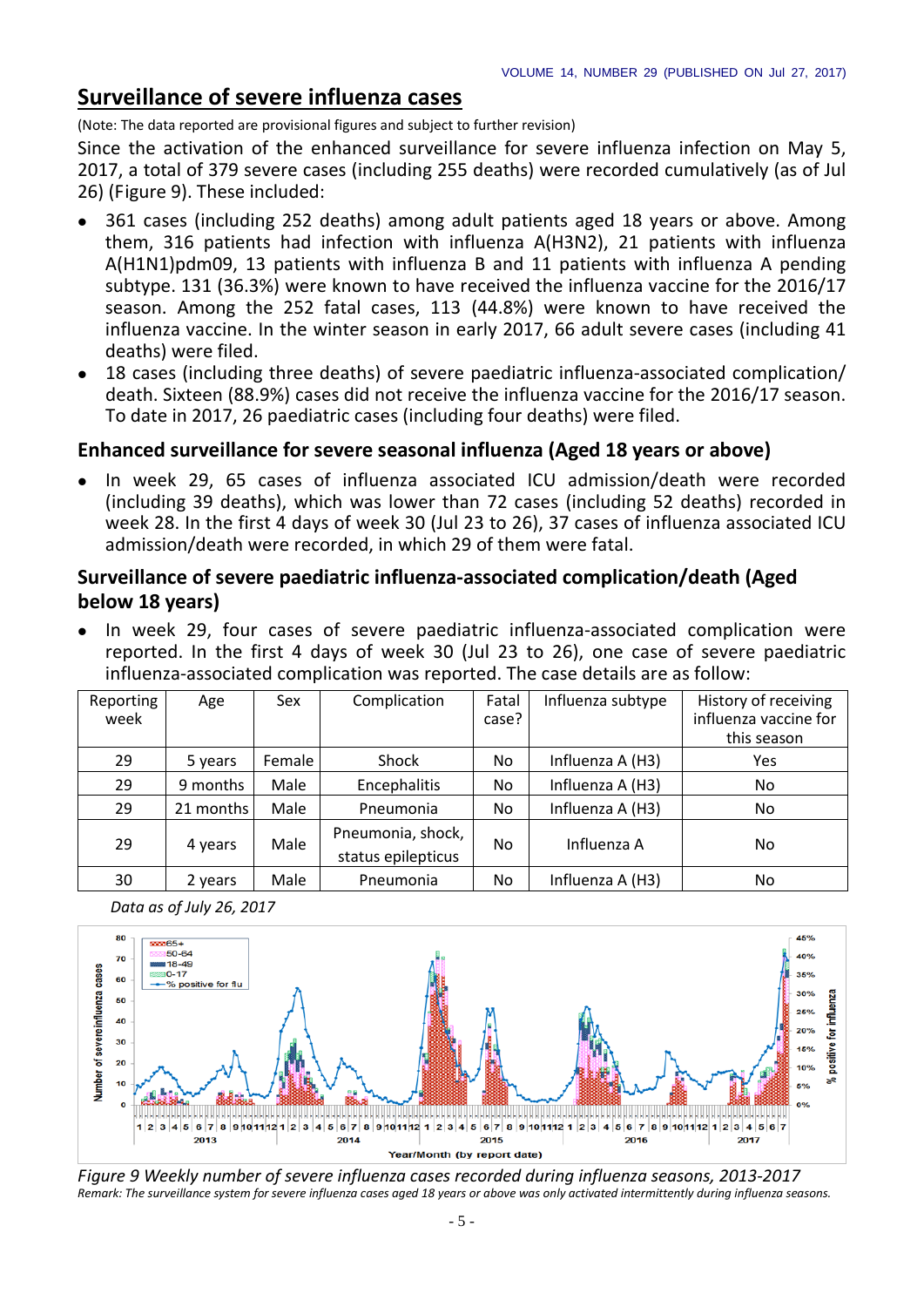## Surveillance of severe influenza cases

(Note: The data reported are provisional figures and subject to further revision)

Since the activation of the enhanced surveillance for severe influenza infection on May 5, 2017, a total of 379 severe cases (including 255 deaths) were recorded cumulatively (as of Jul 26) (Figure 9). These included:

- 361 cases (including 252 deaths) among adult patients aged 18 years or above. Among them, 316 patients had infection with influenza A(H3N2), 21 patients with influenza A(H1N1)pdm09, 13 patients with influenza B and 11 patients with influenza A pending subtype. 131 (36.3%) were known to have received the influenza vaccine for the 2016/17 season. Among the 252 fatal cases, 113 (44.8%) were known to have received the influenza vaccine. In the winter season in early 2017, 66 adult severe cases (including 41 deaths) were filed.
- 18 cases (including three deaths) of severe paediatric influenza-associated complication/ death. Sixteen (88.9%) cases did not receive the influenza vaccine for the 2016/17 season. To date in 2017, 26 paediatric cases (including four deaths) were filed.

### Enhanced surveillance for severe seasonal influenza (Aged 18 years or above)

- In week 29, 65 cases of influenza associated ICU admission/death were recorded (including 39 deaths), which was lower than 72 cases (including 52 deaths) recorded in week 28. In the first 4 days of week 30 (Jul 23 to 26), 37 cases of influenza associated ICU admission/death were recorded, in which 29 of them were fatal.

### Surveillance of severe paediatric influenza-associated complication/death (Aged below 18 years)

- In week 29, four cases of severe paediatric influenza-associated complication were reported. In the first 4 days of week 30 (Jul 23 to 26), one case of severe paediatric influenza-associated complication was reported. The case details are as follow:

| Reporting week | Age | Sex | Complication | Fatal case? | Influenza subtype | History of receiving influenza vaccine for this season |
|---|---|---|---|---|---|---|
| 29 | 5 years | Female | Shock | No | Influenza A (H3) | Yes |
| 29 | 9 months | Male | Encephalitis | No | Influenza A (H3) | No |
| 29 | 21 months | Male | Pneumonia | No | Influenza A (H3) | No |
| 29 | 4 years | Male | Pneumonia, shock, status epilepticus | No | Influenza A | No |
| 30 | 2 years | Male | Pneumonia | No | Influenza A (H3) | No |

*Data as of July 26, 2017*

*Figure 9 Weekly number of severe influenza cases recorded during influenza seasons, 2013-2017*

*Remark: The surveillance system for severe influenza cases aged 18 years or above was only activated intermittently during influenza seasons.*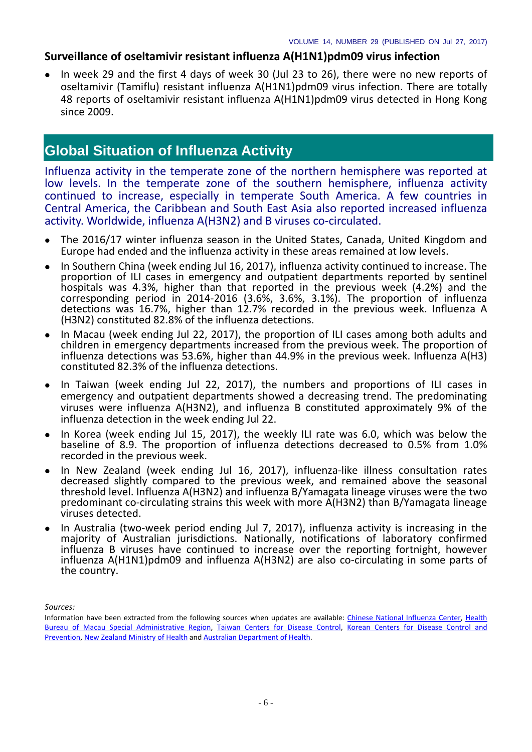### Surveillance of oseltamivir resistant influenza A(H1N1)pdm09 virus infection

- In week 29 and the first 4 days of week 30 (Jul 23 to 26), there were no new reports of oseltamivir (Tamiflu) resistant influenza A(H1N1)pdm09 virus infection. There are totally 48 reports of oseltamivir resistant influenza A(H1N1)pdm09 virus detected in Hong Kong since 2009.

## Global Situation of Influenza Activity

Influenza activity in the temperate zone of the northern hemisphere was reported at low levels. In the temperate zone of the southern hemisphere, influenza activity continued to increase, especially in temperate South America. A few countries in Central America, the Caribbean and South East Asia also reported increased influenza activity. Worldwide, influenza A(H3N2) and B viruses co-circulated.

- The 2016/17 winter influenza season in the United States, Canada, United Kingdom and Europe had ended and the influenza activity in these areas remained at low levels.
- In Southern China (week ending Jul 16, 2017), influenza activity continued to increase. The proportion of ILI cases in emergency and outpatient departments reported by sentinel hospitals was 4.3%, higher than that reported in the previous week (4.2%) and the corresponding period in 2014-2016 (3.6%, 3.6%, 3.1%). The proportion of influenza detections was 16.7%, higher than 12.7% recorded in the previous week. Influenza A (H3N2) constituted 82.8% of the influenza detections.
- In Macau (week ending Jul 22, 2017), the proportion of ILI cases among both adults and children in emergency departments increased from the previous week. The proportion of influenza detections was 53.6%, higher than 44.9% in the previous week. Influenza A(H3) constituted 82.3% of the influenza detections.
- In Taiwan (week ending Jul 22, 2017), the numbers and proportions of ILI cases in emergency and outpatient departments showed a decreasing trend. The predominating viruses were influenza A(H3N2), and influenza B constituted approximately 9% of the influenza detection in the week ending Jul 22.
- In Korea (week ending Jul 15, 2017), the weekly ILI rate was 6.0, which was below the baseline of 8.9. The proportion of influenza detections decreased to 0.5% from 1.0% recorded in the previous week.
- In New Zealand (week ending Jul 16, 2017), influenza-like illness consultation rates decreased slightly compared to the previous week, and remained above the seasonal threshold level. Influenza A(H3N2) and influenza B/Yamagata lineage viruses were the two predominant co-circulating strains this week with more A(H3N2) than B/Yamagata lineage viruses detected.
- In Australia (two-week period ending Jul 7, 2017), influenza activity is increasing in the majority of Australian jurisdictions. Nationally, notifications of laboratory confirmed influenza B viruses have continued to increase over the reporting fortnight, however influenza A(H1N1)pdm09 and influenza A(H3N2) are also co-circulating in some parts of the country.

*Sources:*

Information have been extracted from the following sources when updates are available: Chinese National Influenza Center, Health Bureau of Macau Special Administrative Region, Taiwan Centers for Disease Control, Korean Centers for Disease Control and Prevention, New Zealand Ministry of Health and Australian Department of Health.